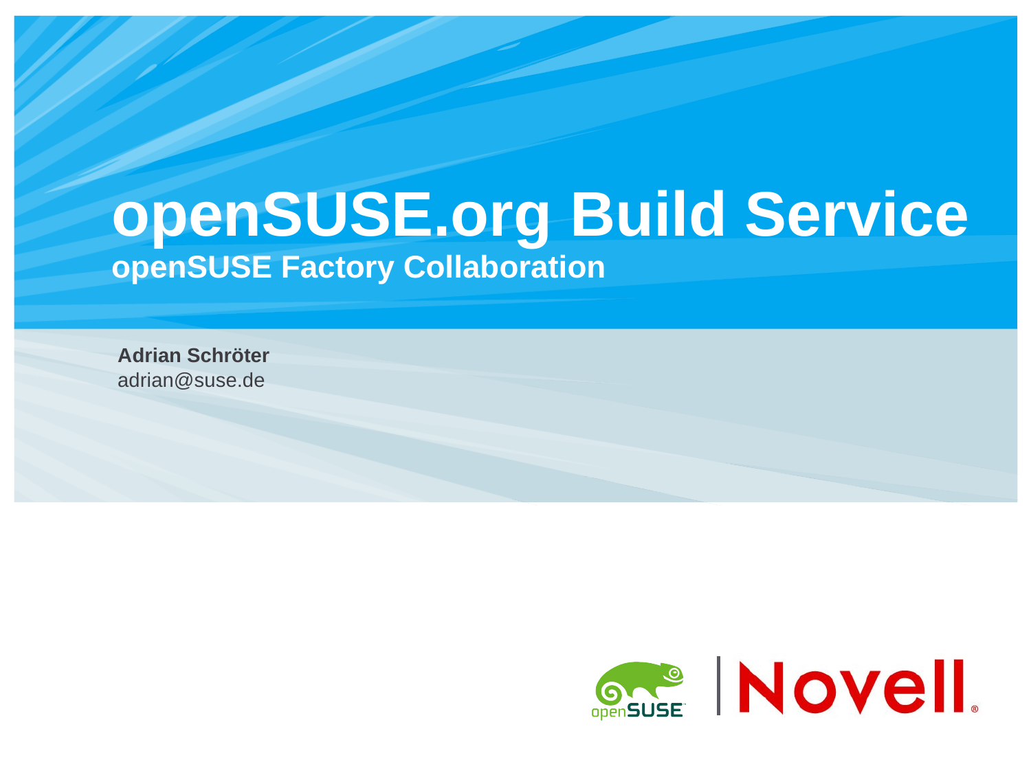# openSUSE.org Build Service

## openSUSE Factory Collaboration

**Adrian Schröter**
adrian@suse.de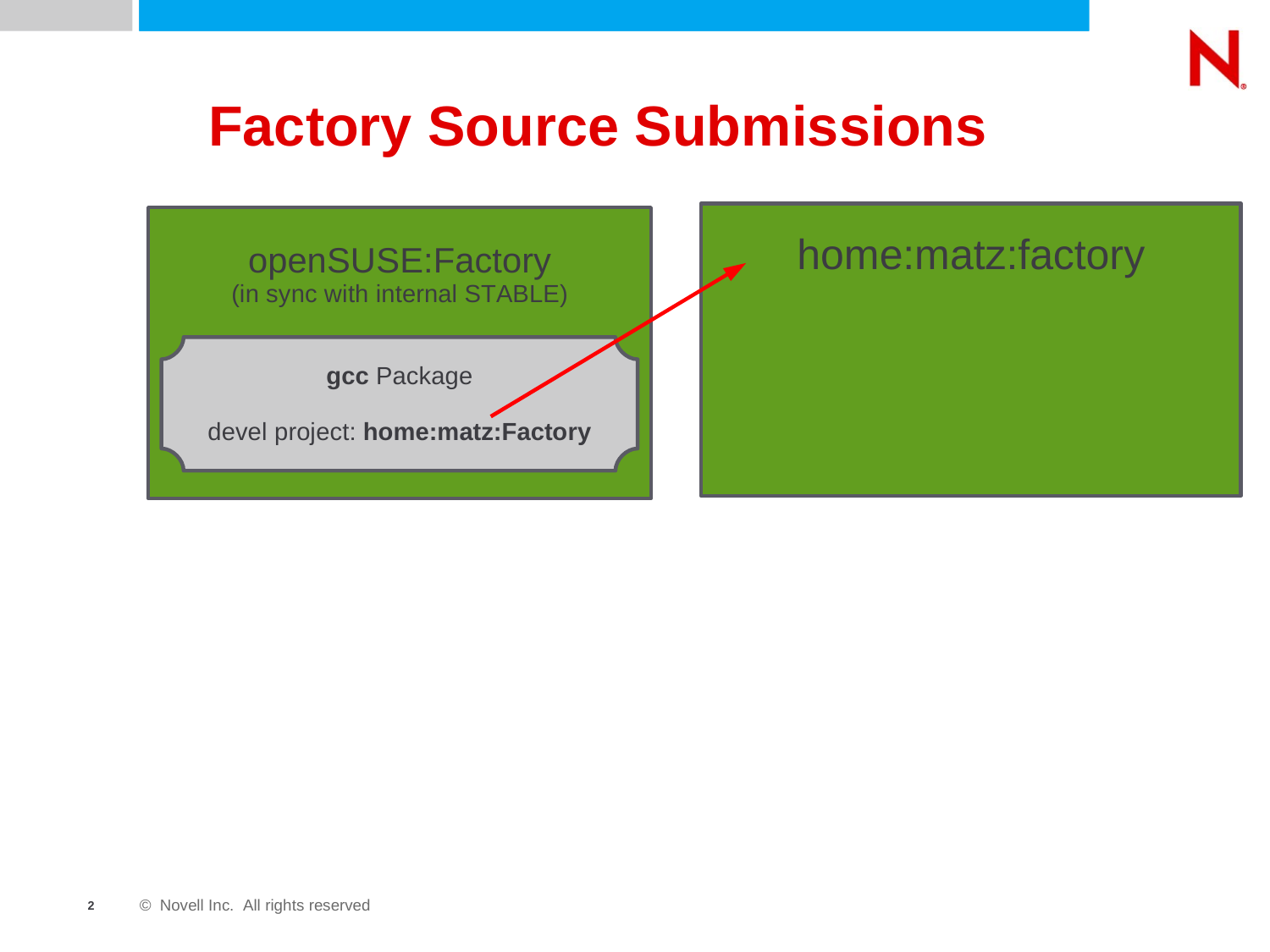# Factory Source Submissions

openSUSE:Factory
(in sync with internal STABLE)

**gcc** Package

devel project: **home:matz:Factory**

home:matz:factory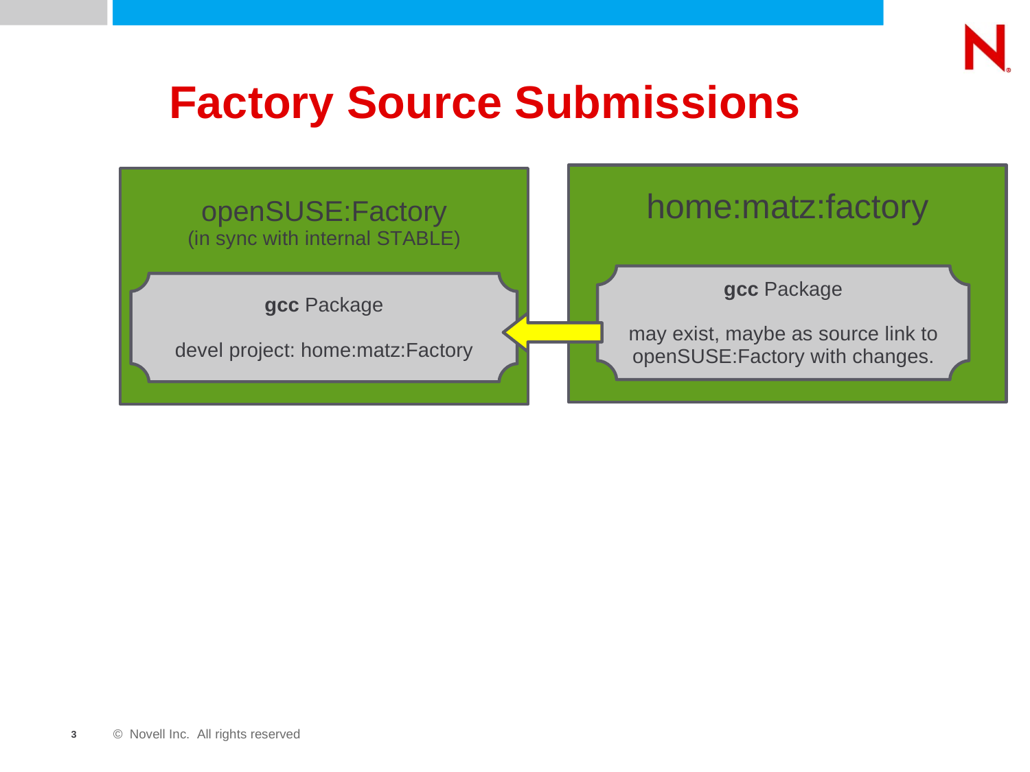# Factory Source Submissions

**openSUSE:Factory**
(in sync with internal STABLE)

- **gcc** Package
- devel project: home:matz:Factory

**home:matz:factory**

- **gcc** Package
- may exist, maybe as source link to openSUSE:Factory with changes.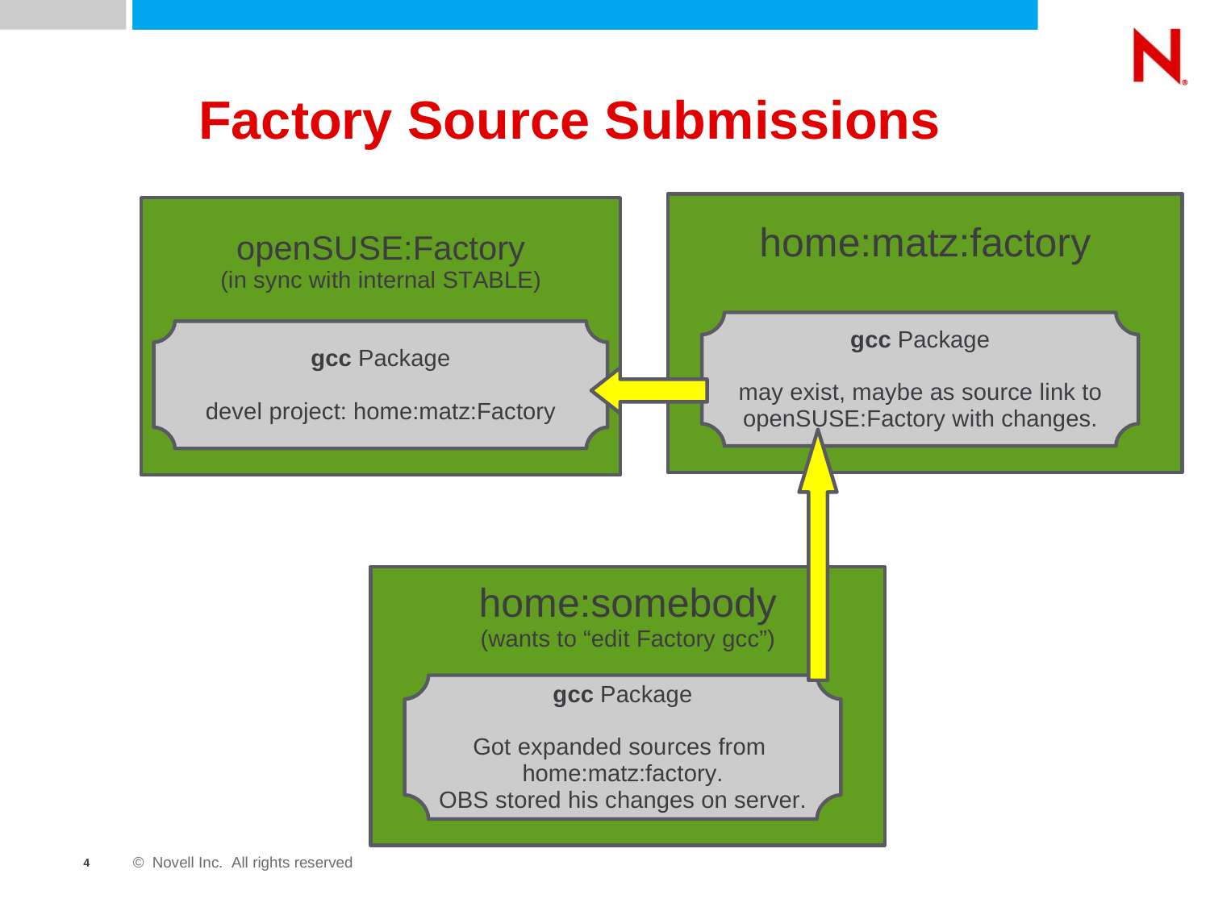# Factory Source Submissions

## openSUSE:Factory
(in sync with internal STABLE)

**gcc** Package

devel project: home:matz:Factory

## home:matz:factory

**gcc** Package

may exist, maybe as source link to openSUSE:Factory with changes.

## home:somebody
(wants to “edit Factory gcc”)

**gcc** Package

Got expanded sources from home:matz:factory.
OBS stored his changes on server.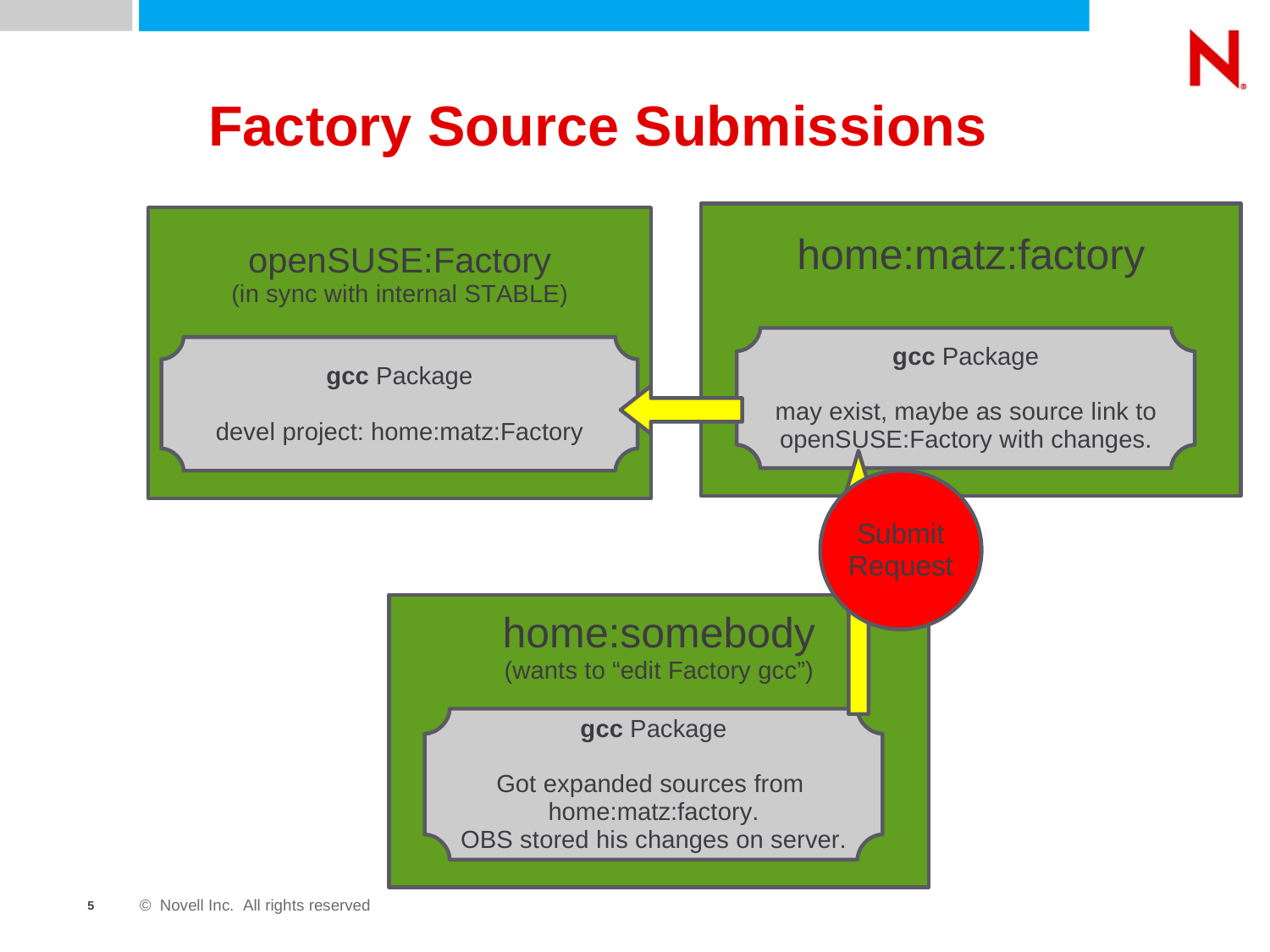# Factory Source Submissions

**openSUSE:Factory**
(in sync with internal STABLE)

- **gcc** Package
- devel project: home:matz:Factory

**home:matz:factory**

- **gcc** Package
- may exist, maybe as source link to openSUSE:Factory with changes.

Submit Request

**home:somebody**
(wants to “edit Factory gcc”)

- **gcc** Package
- Got expanded sources from home:matz:factory.
- OBS stored his changes on server.

© Novell Inc. All rights reserved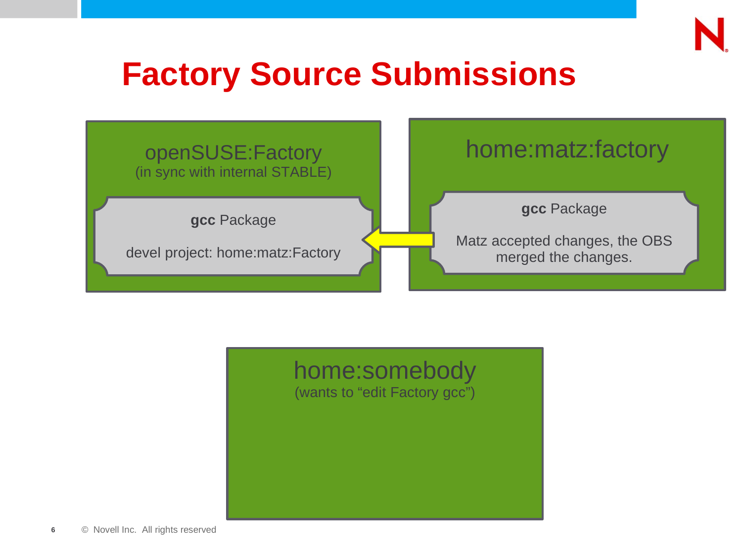# Factory Source Submissions

openSUSE:Factory
(in sync with internal STABLE)

**gcc** Package

devel project: home:matz:Factory

home:matz:factory

**gcc** Package

Matz accepted changes, the OBS merged the changes.

home:somebody
(wants to “edit Factory gcc”)

© Novell Inc. All rights reserved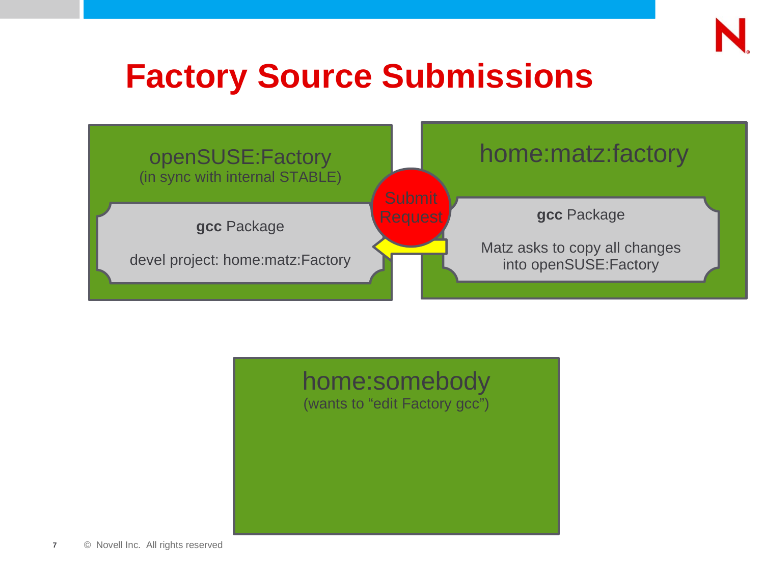# Factory Source Submissions

openSUSE:Factory
(in sync with internal STABLE)

**gcc** Package

devel project: home:matz:Factory

Submit Request

home:matz:factory

**gcc** Package

Matz asks to copy all changes into openSUSE:Factory

home:somebody
(wants to “edit Factory gcc”)

© Novell Inc. All rights reserved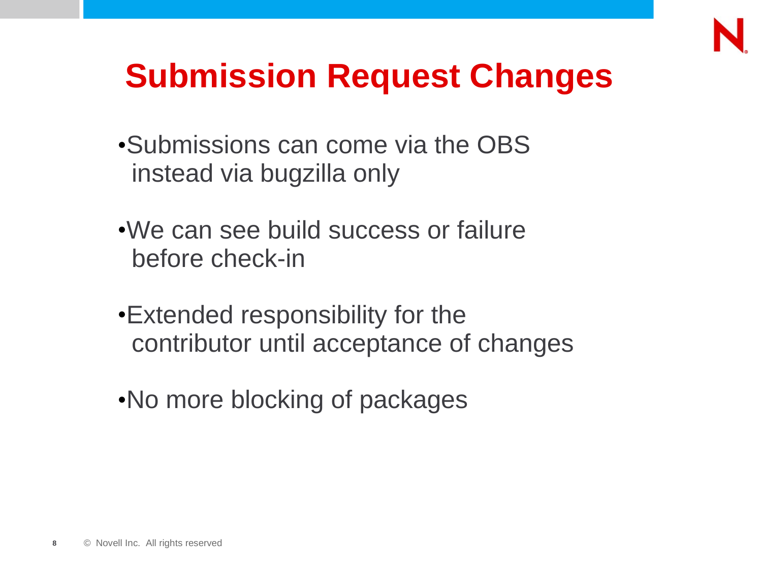# Submission Request Changes

- Submissions can come via the OBS instead via bugzilla only
- We can see build success or failure before check-in
- Extended responsibility for the contributor until acceptance of changes
- No more blocking of packages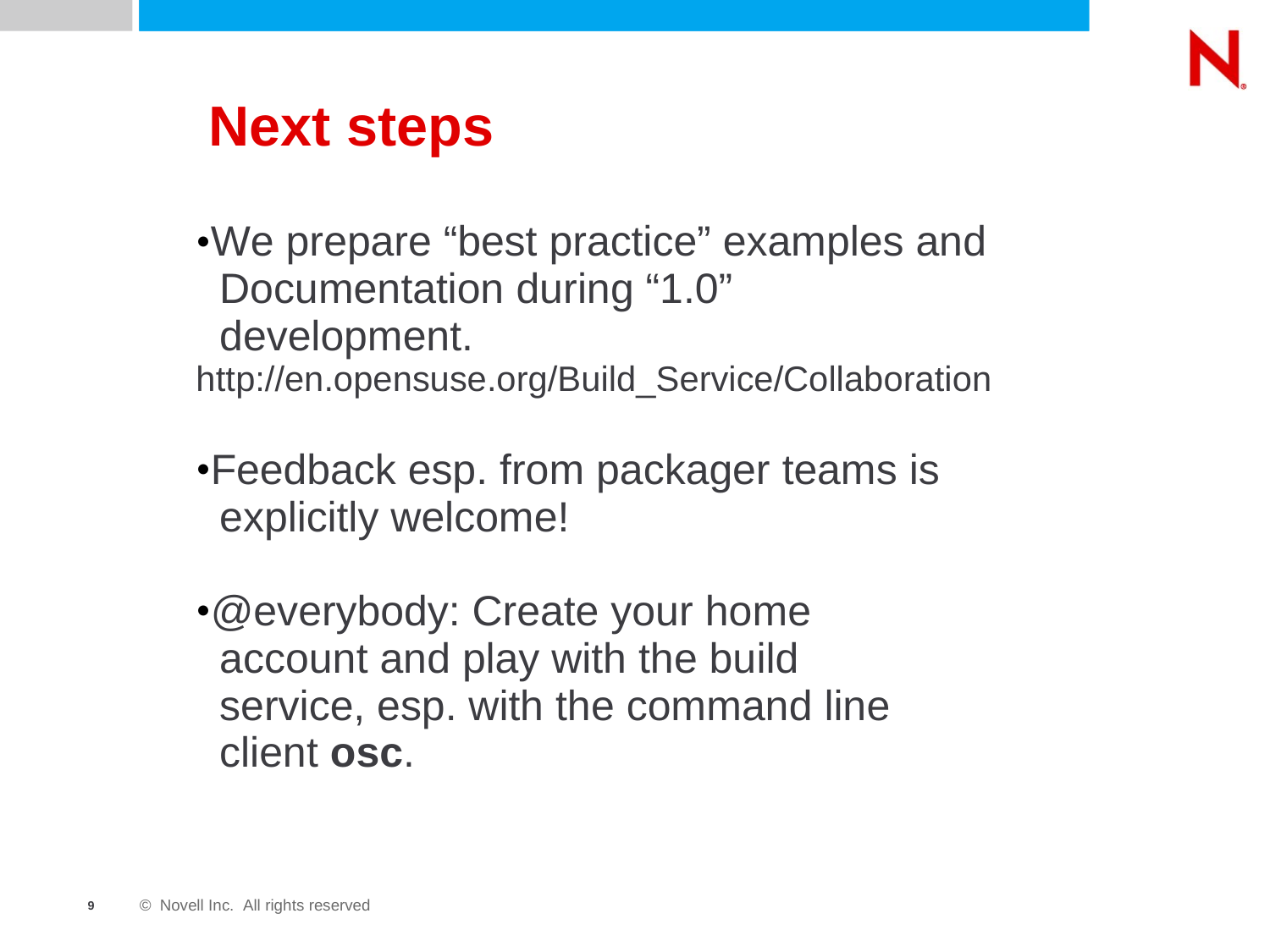# Next steps

- We prepare "best practice" examples and Documentation during "1.0" development.
  http://en.opensuse.org/Build_Service/Collaboration
- Feedback esp. from packager teams is explicitly welcome!
- @everybody: Create your home account and play with the build service, esp. with the command line client **osc**.

© Novell Inc. All rights reserved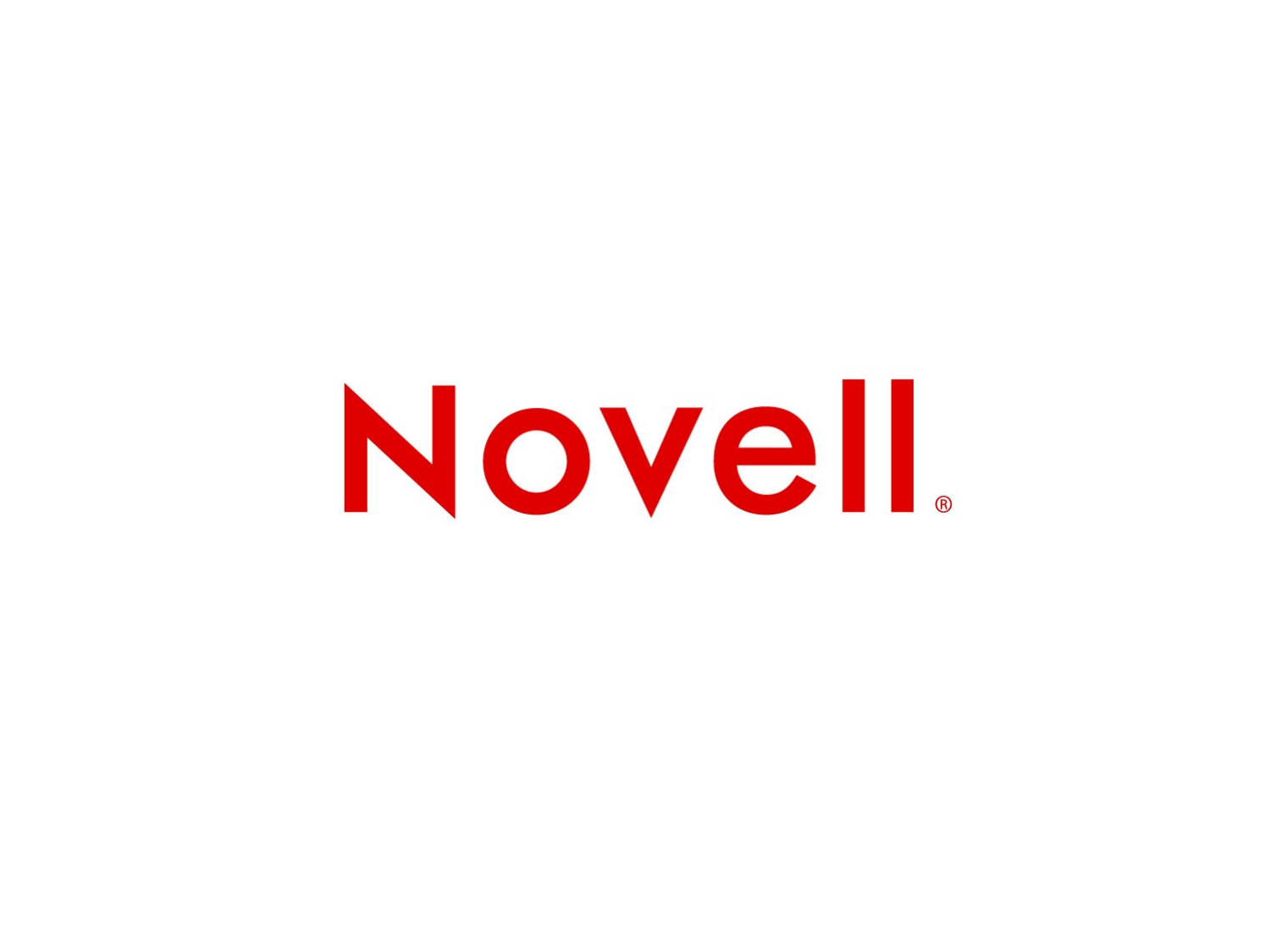Novell®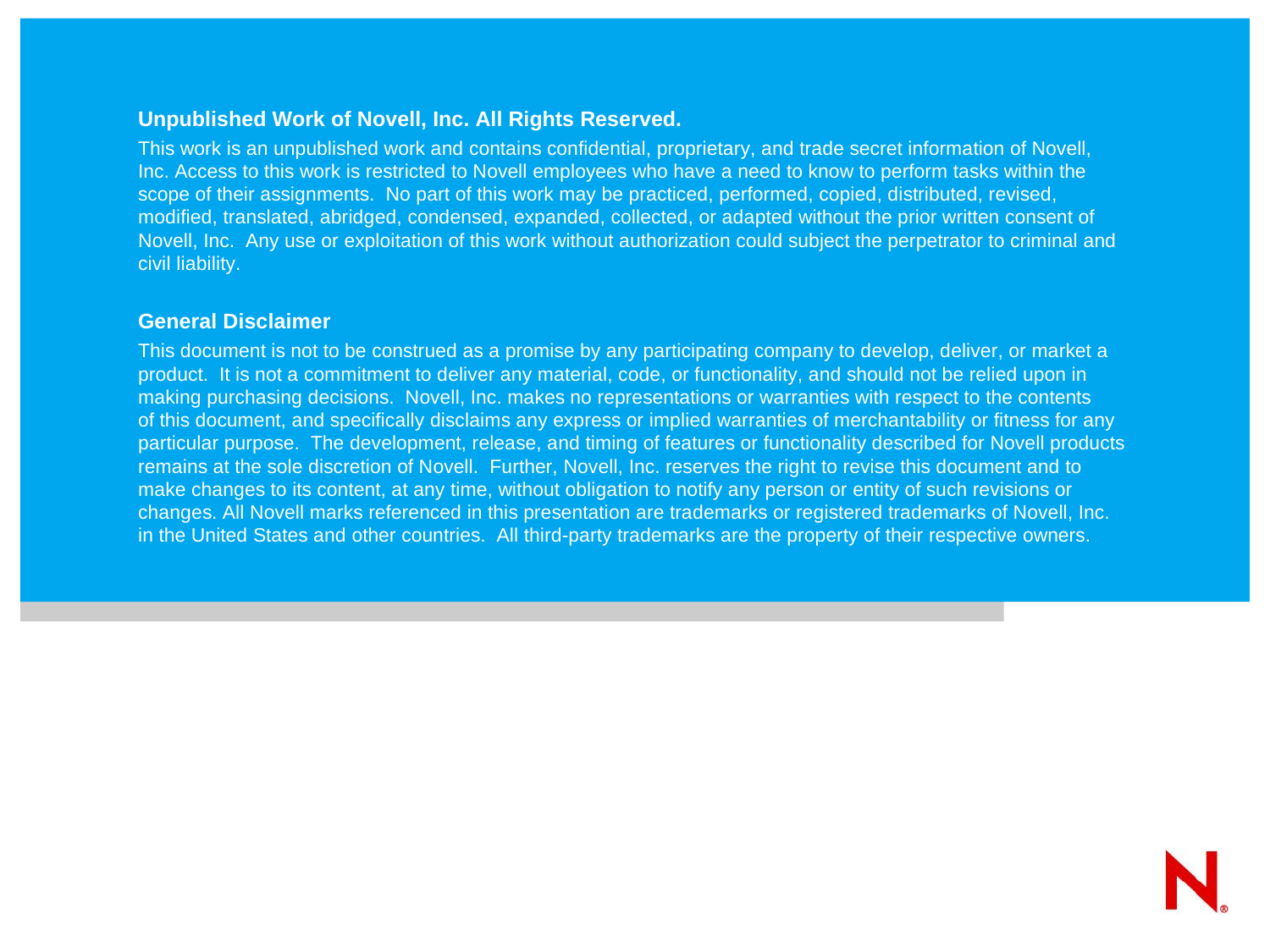## Unpublished Work of Novell, Inc. All Rights Reserved.

This work is an unpublished work and contains confidential, proprietary, and trade secret information of Novell, Inc. Access to this work is restricted to Novell employees who have a need to know to perform tasks within the scope of their assignments. No part of this work may be practiced, performed, copied, distributed, revised, modified, translated, abridged, condensed, expanded, collected, or adapted without the prior written consent of Novell, Inc. Any use or exploitation of this work without authorization could subject the perpetrator to criminal and civil liability.

## General Disclaimer

This document is not to be construed as a promise by any participating company to develop, deliver, or market a product. It is not a commitment to deliver any material, code, or functionality, and should not be relied upon in making purchasing decisions. Novell, Inc. makes no representations or warranties with respect to the contents of this document, and specifically disclaims any express or implied warranties of merchantability or fitness for any particular purpose. The development, release, and timing of features or functionality described for Novell products remains at the sole discretion of Novell. Further, Novell, Inc. reserves the right to revise this document and to make changes to its content, at any time, without obligation to notify any person or entity of such revisions or changes. All Novell marks referenced in this presentation are trademarks or registered trademarks of Novell, Inc. in the United States and other countries. All third-party trademarks are the property of their respective owners.